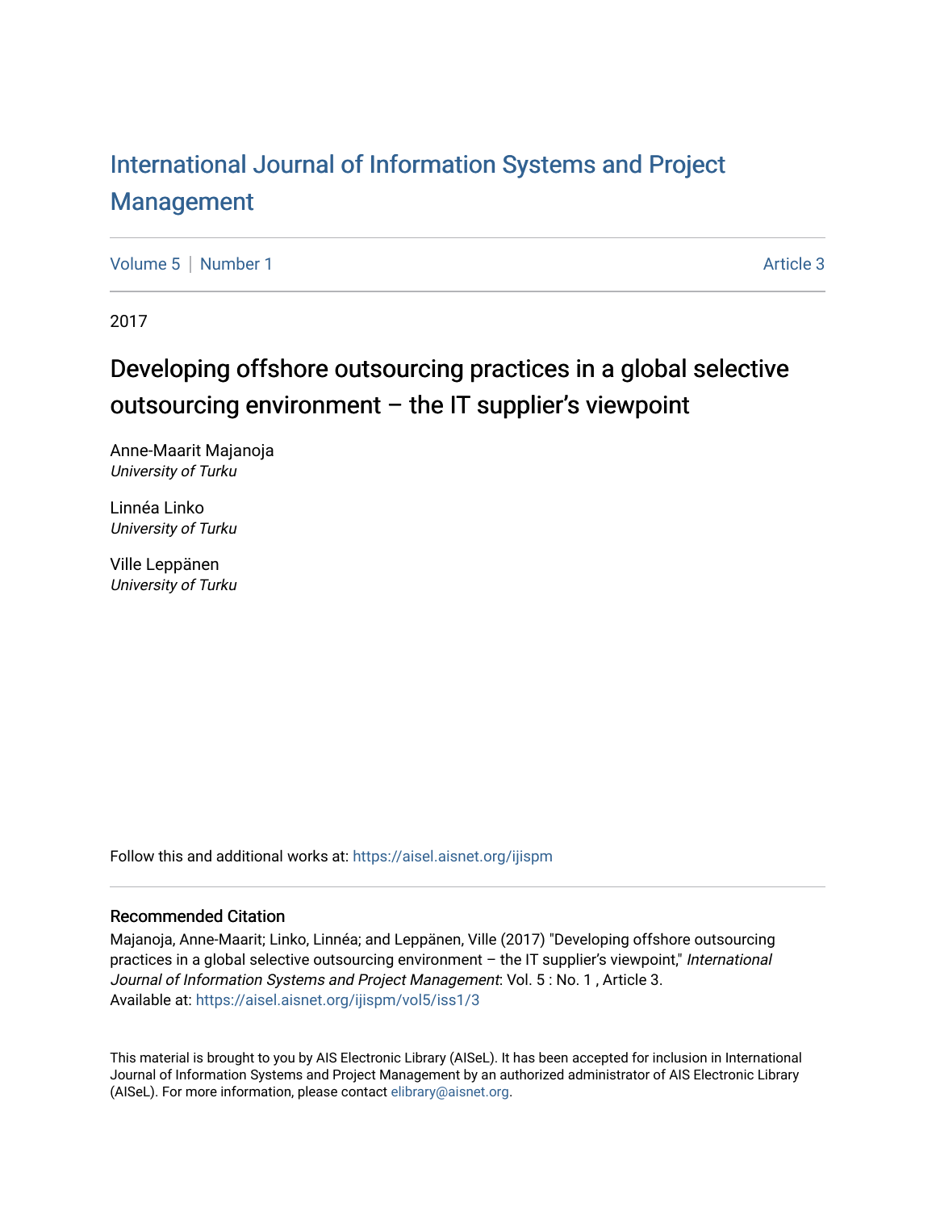# International Journal of Information Systems and Project Management

Volume 5 | Number 1 — Article 3

2017

## Developing offshore outsourcing practices in a global selective outsourcing environment – the IT supplier's viewpoint

Anne-Maarit Majanoja
*University of Turku*

Linnéa Linko
*University of Turku*

Ville Leppänen
*University of Turku*

Follow this and additional works at: https://aisel.aisnet.org/ijispm

### Recommended Citation

Majanoja, Anne-Maarit; Linko, Linnéa; and Leppänen, Ville (2017) "Developing offshore outsourcing practices in a global selective outsourcing environment – the IT supplier's viewpoint," *International Journal of Information Systems and Project Management*: Vol. 5 : No. 1 , Article 3.
Available at: https://aisel.aisnet.org/ijispm/vol5/iss1/3

This material is brought to you by AIS Electronic Library (AISeL). It has been accepted for inclusion in International Journal of Information Systems and Project Management by an authorized administrator of AIS Electronic Library (AISeL). For more information, please contact elibrary@aisnet.org.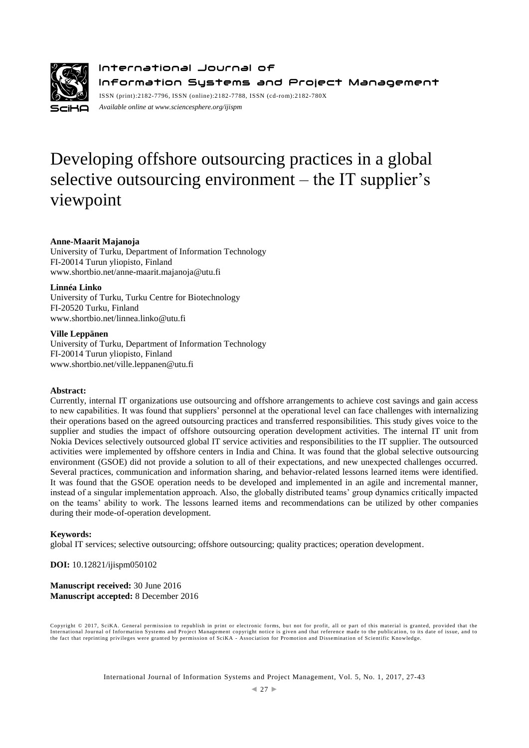International Journal of
Information Systems and Project Management

ISSN (print):2182-7796, ISSN (online):2182-7788, ISSN (cd-rom):2182-780X

*Available online at www.sciencesphere.org/ijispm*

# Developing offshore outsourcing practices in a global selective outsourcing environment – the IT supplier's viewpoint

**Anne-Maarit Majanoja**
University of Turku, Department of Information Technology
FI-20014 Turun yliopisto, Finland
www.shortbio.net/anne-maarit.majanoja@utu.fi

**Linnéa Linko**
University of Turku, Turku Centre for Biotechnology
FI-20520 Turku, Finland
www.shortbio.net/linnea.linko@utu.fi

**Ville Leppänen**
University of Turku, Department of Information Technology
FI-20014 Turun yliopisto, Finland
www.shortbio.net/ville.leppanen@utu.fi

**Abstract:**

Currently, internal IT organizations use outsourcing and offshore arrangements to achieve cost savings and gain access to new capabilities. It was found that suppliers' personnel at the operational level can face challenges with internalizing their operations based on the agreed outsourcing practices and transferred responsibilities. This study gives voice to the supplier and studies the impact of offshore outsourcing operation development activities. The internal IT unit from Nokia Devices selectively outsourced global IT service activities and responsibilities to the IT supplier. The outsourced activities were implemented by offshore centers in India and China. It was found that the global selective outsourcing environment (GSOE) did not provide a solution to all of their expectations, and new unexpected challenges occurred. Several practices, communication and information sharing, and behavior-related lessons learned items were identified. It was found that the GSOE operation needs to be developed and implemented in an agile and incremental manner, instead of a singular implementation approach. Also, the globally distributed teams' group dynamics critically impacted on the teams' ability to work. The lessons learned items and recommendations can be utilized by other companies during their mode-of-operation development.

**Keywords:**

global IT services; selective outsourcing; offshore outsourcing; quality practices; operation development.

**DOI:** 10.12821/ijispm050102

**Manuscript received:** 30 June 2016
**Manuscript accepted:** 8 December 2016

Copyright © 2017, SciKA. General permission to republish in print or electronic forms, but not for profit, all or part of this material is granted, provided that the International Journal of Information Systems and Project Management copyright notice is given and that reference made to the publication, to its date of issue, and to the fact that reprinting privileges were granted by permission of SciKA - Association for Promotion and Dissemination of Scientific Knowledge.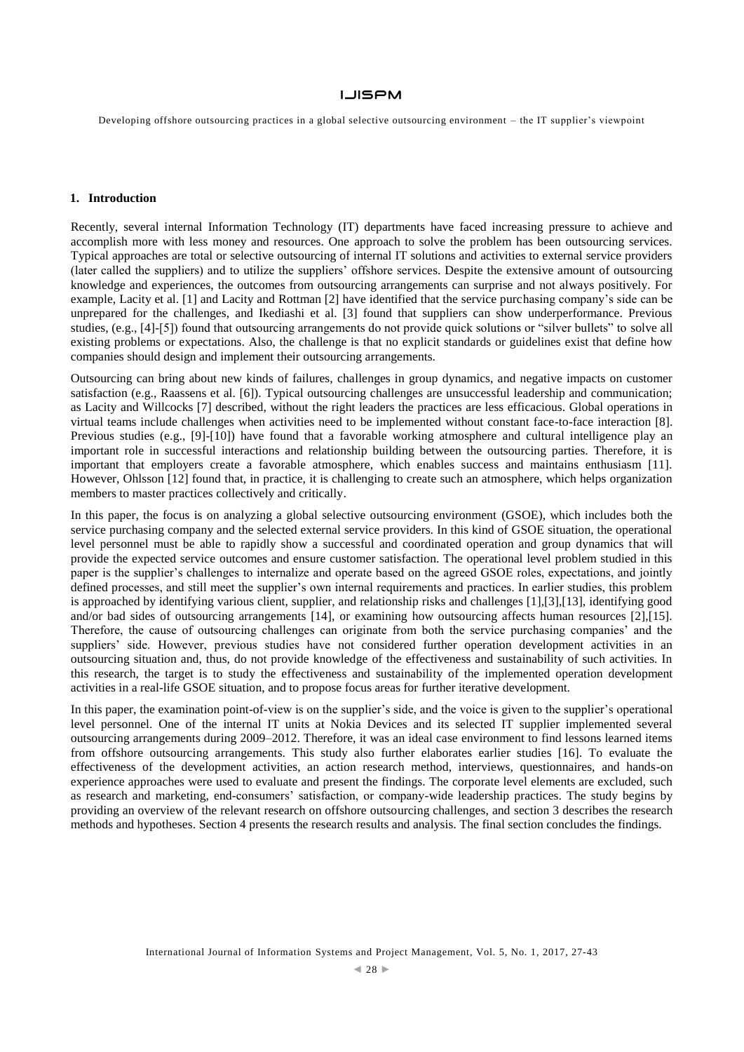## 1. Introduction

Recently, several internal Information Technology (IT) departments have faced increasing pressure to achieve and accomplish more with less money and resources. One approach to solve the problem has been outsourcing services. Typical approaches are total or selective outsourcing of internal IT solutions and activities to external service providers (later called the suppliers) and to utilize the suppliers' offshore services. Despite the extensive amount of outsourcing knowledge and experiences, the outcomes from outsourcing arrangements can surprise and not always positively. For example, Lacity et al. [1] and Lacity and Rottman [2] have identified that the service purchasing company's side can be unprepared for the challenges, and Ikediashi et al. [3] found that suppliers can show underperformance. Previous studies, (e.g., [4]-[5]) found that outsourcing arrangements do not provide quick solutions or "silver bullets" to solve all existing problems or expectations. Also, the challenge is that no explicit standards or guidelines exist that define how companies should design and implement their outsourcing arrangements.

Outsourcing can bring about new kinds of failures, challenges in group dynamics, and negative impacts on customer satisfaction (e.g., Raassens et al. [6]). Typical outsourcing challenges are unsuccessful leadership and communication; as Lacity and Willcocks [7] described, without the right leaders the practices are less efficacious. Global operations in virtual teams include challenges when activities need to be implemented without constant face-to-face interaction [8]. Previous studies (e.g., [9]-[10]) have found that a favorable working atmosphere and cultural intelligence play an important role in successful interactions and relationship building between the outsourcing parties. Therefore, it is important that employers create a favorable atmosphere, which enables success and maintains enthusiasm [11]. However, Ohlsson [12] found that, in practice, it is challenging to create such an atmosphere, which helps organization members to master practices collectively and critically.

In this paper, the focus is on analyzing a global selective outsourcing environment (GSOE), which includes both the service purchasing company and the selected external service providers. In this kind of GSOE situation, the operational level personnel must be able to rapidly show a successful and coordinated operation and group dynamics that will provide the expected service outcomes and ensure customer satisfaction. The operational level problem studied in this paper is the supplier's challenges to internalize and operate based on the agreed GSOE roles, expectations, and jointly defined processes, and still meet the supplier's own internal requirements and practices. In earlier studies, this problem is approached by identifying various client, supplier, and relationship risks and challenges [1],[3],[13], identifying good and/or bad sides of outsourcing arrangements [14], or examining how outsourcing affects human resources [2],[15]. Therefore, the cause of outsourcing challenges can originate from both the service purchasing companies' and the suppliers' side. However, previous studies have not considered further operation development activities in an outsourcing situation and, thus, do not provide knowledge of the effectiveness and sustainability of such activities. In this research, the target is to study the effectiveness and sustainability of the implemented operation development activities in a real-life GSOE situation, and to propose focus areas for further iterative development.

In this paper, the examination point-of-view is on the supplier's side, and the voice is given to the supplier's operational level personnel. One of the internal IT units at Nokia Devices and its selected IT supplier implemented several outsourcing arrangements during 2009–2012. Therefore, it was an ideal case environment to find lessons learned items from offshore outsourcing arrangements. This study also further elaborates earlier studies [16]. To evaluate the effectiveness of the development activities, an action research method, interviews, questionnaires, and hands-on experience approaches were used to evaluate and present the findings. The corporate level elements are excluded, such as research and marketing, end-consumers' satisfaction, or company-wide leadership practices. The study begins by providing an overview of the relevant research on offshore outsourcing challenges, and section 3 describes the research methods and hypotheses. Section 4 presents the research results and analysis. The final section concludes the findings.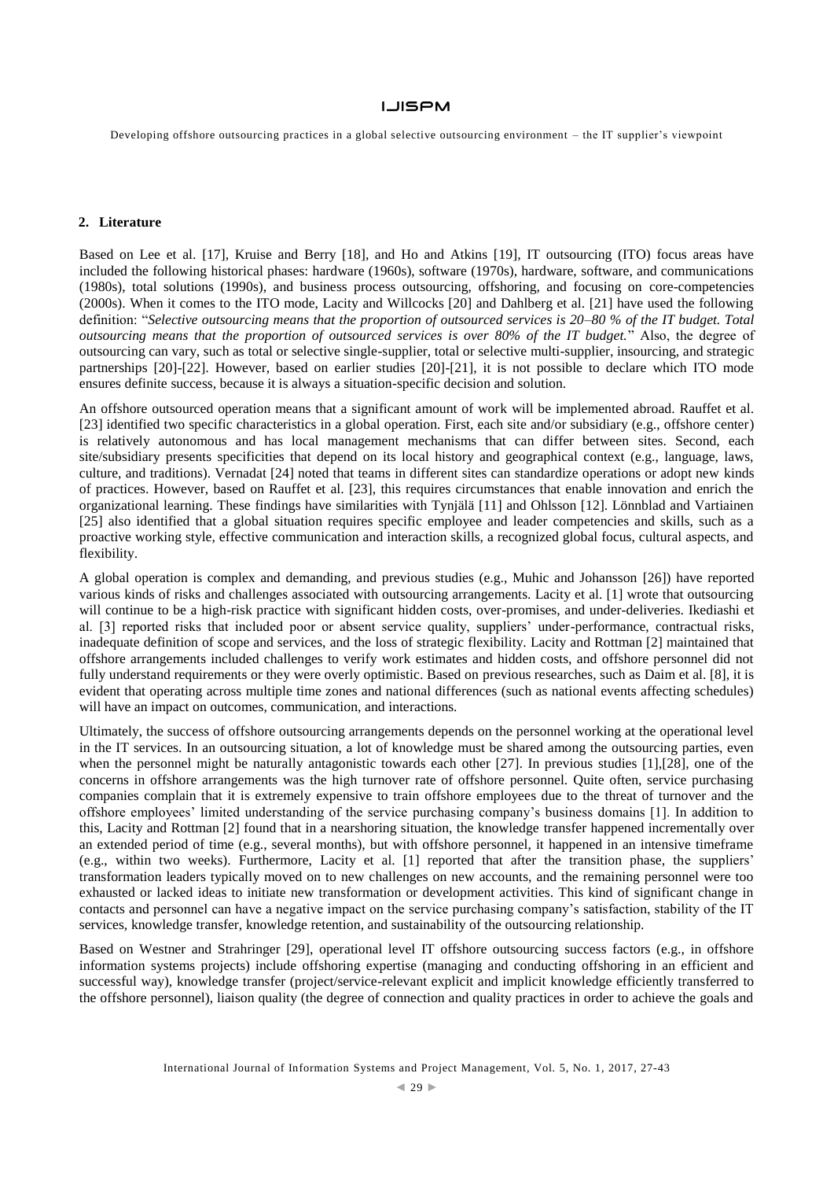## 2. Literature

Based on Lee et al. [17], Kruise and Berry [18], and Ho and Atkins [19], IT outsourcing (ITO) focus areas have included the following historical phases: hardware (1960s), software (1970s), hardware, software, and communications (1980s), total solutions (1990s), and business process outsourcing, offshoring, and focusing on core-competencies (2000s). When it comes to the ITO mode, Lacity and Willcocks [20] and Dahlberg et al. [21] have used the following definition: "*Selective outsourcing means that the proportion of outsourced services is 20–80 % of the IT budget. Total outsourcing means that the proportion of outsourced services is over 80% of the IT budget.*" Also, the degree of outsourcing can vary, such as total or selective single-supplier, total or selective multi-supplier, insourcing, and strategic partnerships [20]-[22]. However, based on earlier studies [20]-[21], it is not possible to declare which ITO mode ensures definite success, because it is always a situation-specific decision and solution.

An offshore outsourced operation means that a significant amount of work will be implemented abroad. Rauffet et al. [23] identified two specific characteristics in a global operation. First, each site and/or subsidiary (e.g., offshore center) is relatively autonomous and has local management mechanisms that can differ between sites. Second, each site/subsidiary presents specificities that depend on its local history and geographical context (e.g., language, laws, culture, and traditions). Vernadat [24] noted that teams in different sites can standardize operations or adopt new kinds of practices. However, based on Rauffet et al. [23], this requires circumstances that enable innovation and enrich the organizational learning. These findings have similarities with Tynjälä [11] and Ohlsson [12]. Lönnblad and Vartiainen [25] also identified that a global situation requires specific employee and leader competencies and skills, such as a proactive working style, effective communication and interaction skills, a recognized global focus, cultural aspects, and flexibility.

A global operation is complex and demanding, and previous studies (e.g., Muhic and Johansson [26]) have reported various kinds of risks and challenges associated with outsourcing arrangements. Lacity et al. [1] wrote that outsourcing will continue to be a high-risk practice with significant hidden costs, over-promises, and under-deliveries. Ikediashi et al. [3] reported risks that included poor or absent service quality, suppliers' under-performance, contractual risks, inadequate definition of scope and services, and the loss of strategic flexibility. Lacity and Rottman [2] maintained that offshore arrangements included challenges to verify work estimates and hidden costs, and offshore personnel did not fully understand requirements or they were overly optimistic. Based on previous researches, such as Daim et al. [8], it is evident that operating across multiple time zones and national differences (such as national events affecting schedules) will have an impact on outcomes, communication, and interactions.

Ultimately, the success of offshore outsourcing arrangements depends on the personnel working at the operational level in the IT services. In an outsourcing situation, a lot of knowledge must be shared among the outsourcing parties, even when the personnel might be naturally antagonistic towards each other [27]. In previous studies [1],[28], one of the concerns in offshore arrangements was the high turnover rate of offshore personnel. Quite often, service purchasing companies complain that it is extremely expensive to train offshore employees due to the threat of turnover and the offshore employees' limited understanding of the service purchasing company's business domains [1]. In addition to this, Lacity and Rottman [2] found that in a nearshoring situation, the knowledge transfer happened incrementally over an extended period of time (e.g., several months), but with offshore personnel, it happened in an intensive timeframe (e.g., within two weeks). Furthermore, Lacity et al. [1] reported that after the transition phase, the suppliers' transformation leaders typically moved on to new challenges on new accounts, and the remaining personnel were too exhausted or lacked ideas to initiate new transformation or development activities. This kind of significant change in contacts and personnel can have a negative impact on the service purchasing company's satisfaction, stability of the IT services, knowledge transfer, knowledge retention, and sustainability of the outsourcing relationship.

Based on Westner and Strahringer [29], operational level IT offshore outsourcing success factors (e.g., in offshore information systems projects) include offshoring expertise (managing and conducting offshoring in an efficient and successful way), knowledge transfer (project/service-relevant explicit and implicit knowledge efficiently transferred to the offshore personnel), liaison quality (the degree of connection and quality practices in order to achieve the goals and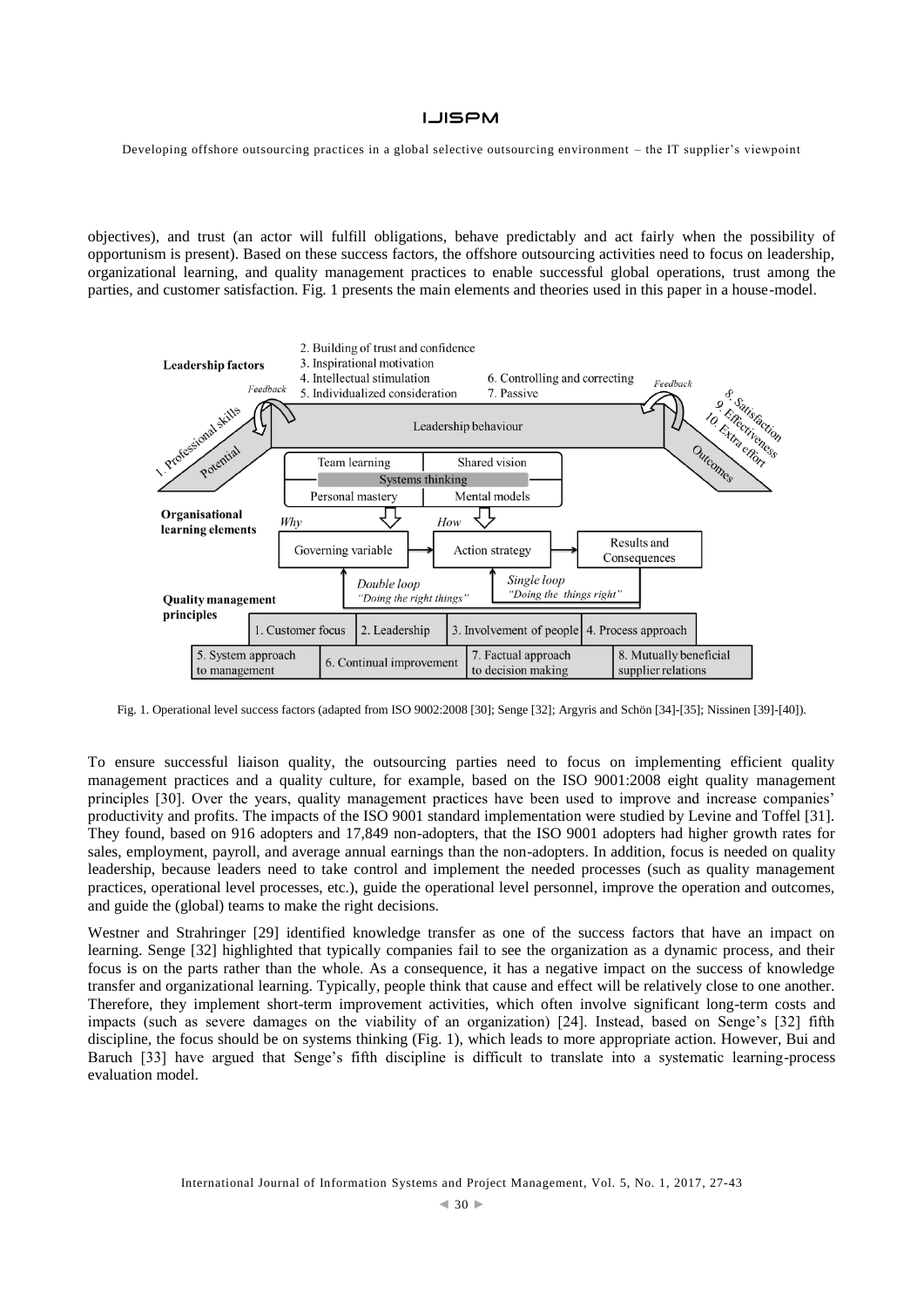objectives), and trust (an actor will fulfill obligations, behave predictably and act fairly when the possibility of opportunism is present). Based on these success factors, the offshore outsourcing activities need to focus on leadership, organizational learning, and quality management practices to enable successful global operations, trust among the parties, and customer satisfaction. Fig. 1 presents the main elements and theories used in this paper in a house-model.

Fig. 1. Operational level success factors (adapted from ISO 9002:2008 [30]; Senge [32]; Argyris and Schön [34]-[35]; Nissinen [39]-[40]).

To ensure successful liaison quality, the outsourcing parties need to focus on implementing efficient quality management practices and a quality culture, for example, based on the ISO 9001:2008 eight quality management principles [30]. Over the years, quality management practices have been used to improve and increase companies' productivity and profits. The impacts of the ISO 9001 standard implementation were studied by Levine and Toffel [31]. They found, based on 916 adopters and 17,849 non-adopters, that the ISO 9001 adopters had higher growth rates for sales, employment, payroll, and average annual earnings than the non-adopters. In addition, focus is needed on quality leadership, because leaders need to take control and implement the needed processes (such as quality management practices, operational level processes, etc.), guide the operational level personnel, improve the operation and outcomes, and guide the (global) teams to make the right decisions.

Westner and Strahringer [29] identified knowledge transfer as one of the success factors that have an impact on learning. Senge [32] highlighted that typically companies fail to see the organization as a dynamic process, and their focus is on the parts rather than the whole. As a consequence, it has a negative impact on the success of knowledge transfer and organizational learning. Typically, people think that cause and effect will be relatively close to one another. Therefore, they implement short-term improvement activities, which often involve significant long-term costs and impacts (such as severe damages on the viability of an organization) [24]. Instead, based on Senge's [32] fifth discipline, the focus should be on systems thinking (Fig. 1), which leads to more appropriate action. However, Bui and Baruch [33] have argued that Senge's fifth discipline is difficult to translate into a systematic learning-process evaluation model.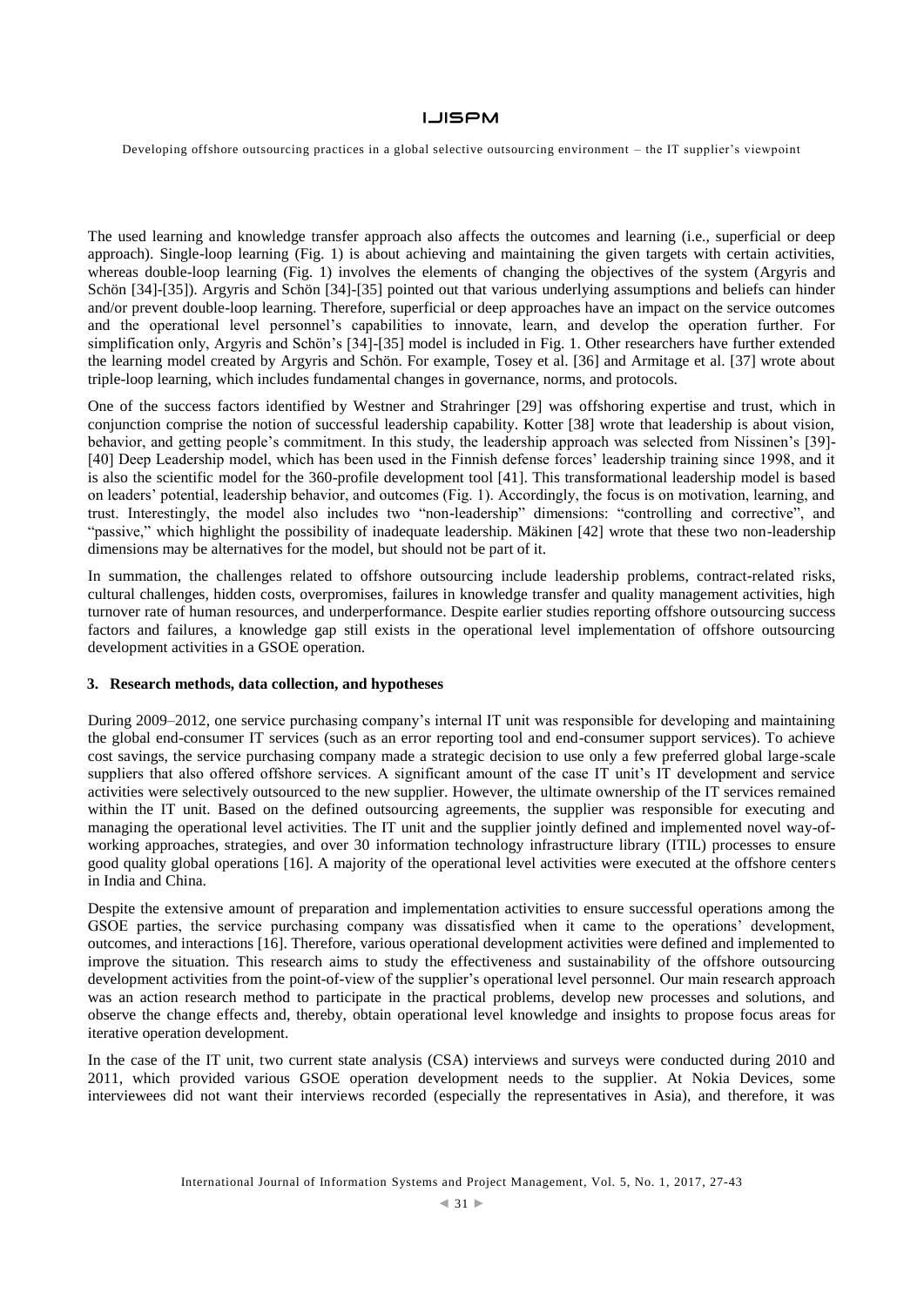The used learning and knowledge transfer approach also affects the outcomes and learning (i.e., superficial or deep approach). Single-loop learning (Fig. 1) is about achieving and maintaining the given targets with certain activities, whereas double-loop learning (Fig. 1) involves the elements of changing the objectives of the system (Argyris and Schön [34]-[35]). Argyris and Schön [34]-[35] pointed out that various underlying assumptions and beliefs can hinder and/or prevent double-loop learning. Therefore, superficial or deep approaches have an impact on the service outcomes and the operational level personnel's capabilities to innovate, learn, and develop the operation further. For simplification only, Argyris and Schön's [34]-[35] model is included in Fig. 1. Other researchers have further extended the learning model created by Argyris and Schön. For example, Tosey et al. [36] and Armitage et al. [37] wrote about triple-loop learning, which includes fundamental changes in governance, norms, and protocols.

One of the success factors identified by Westner and Strahringer [29] was offshoring expertise and trust, which in conjunction comprise the notion of successful leadership capability. Kotter [38] wrote that leadership is about vision, behavior, and getting people's commitment. In this study, the leadership approach was selected from Nissinen's [39]-[40] Deep Leadership model, which has been used in the Finnish defense forces' leadership training since 1998, and it is also the scientific model for the 360-profile development tool [41]. This transformational leadership model is based on leaders' potential, leadership behavior, and outcomes (Fig. 1). Accordingly, the focus is on motivation, learning, and trust. Interestingly, the model also includes two "non-leadership" dimensions: "controlling and corrective", and "passive," which highlight the possibility of inadequate leadership. Mäkinen [42] wrote that these two non-leadership dimensions may be alternatives for the model, but should not be part of it.

In summation, the challenges related to offshore outsourcing include leadership problems, contract-related risks, cultural challenges, hidden costs, overpromises, failures in knowledge transfer and quality management activities, high turnover rate of human resources, and underperformance. Despite earlier studies reporting offshore outsourcing success factors and failures, a knowledge gap still exists in the operational level implementation of offshore outsourcing development activities in a GSOE operation.

## 3. Research methods, data collection, and hypotheses

During 2009–2012, one service purchasing company's internal IT unit was responsible for developing and maintaining the global end-consumer IT services (such as an error reporting tool and end-consumer support services). To achieve cost savings, the service purchasing company made a strategic decision to use only a few preferred global large-scale suppliers that also offered offshore services. A significant amount of the case IT unit's IT development and service activities were selectively outsourced to the new supplier. However, the ultimate ownership of the IT services remained within the IT unit. Based on the defined outsourcing agreements, the supplier was responsible for executing and managing the operational level activities. The IT unit and the supplier jointly defined and implemented novel way-of-working approaches, strategies, and over 30 information technology infrastructure library (ITIL) processes to ensure good quality global operations [16]. A majority of the operational level activities were executed at the offshore centers in India and China.

Despite the extensive amount of preparation and implementation activities to ensure successful operations among the GSOE parties, the service purchasing company was dissatisfied when it came to the operations' development, outcomes, and interactions [16]. Therefore, various operational development activities were defined and implemented to improve the situation. This research aims to study the effectiveness and sustainability of the offshore outsourcing development activities from the point-of-view of the supplier's operational level personnel. Our main research approach was an action research method to participate in the practical problems, develop new processes and solutions, and observe the change effects and, thereby, obtain operational level knowledge and insights to propose focus areas for iterative operation development.

In the case of the IT unit, two current state analysis (CSA) interviews and surveys were conducted during 2010 and 2011, which provided various GSOE operation development needs to the supplier. At Nokia Devices, some interviewees did not want their interviews recorded (especially the representatives in Asia), and therefore, it was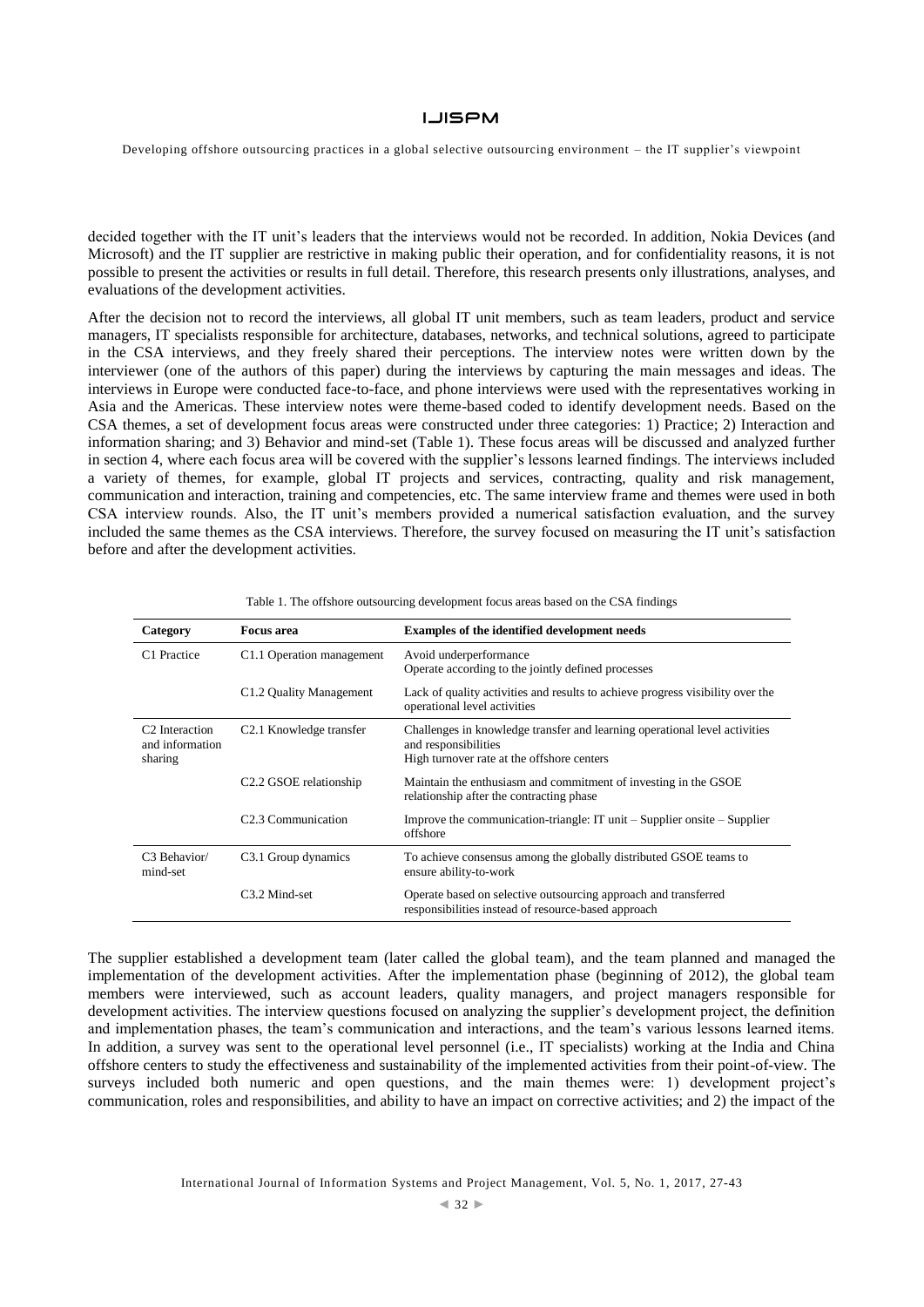decided together with the IT unit's leaders that the interviews would not be recorded. In addition, Nokia Devices (and Microsoft) and the IT supplier are restrictive in making public their operation, and for confidentiality reasons, it is not possible to present the activities or results in full detail. Therefore, this research presents only illustrations, analyses, and evaluations of the development activities.

After the decision not to record the interviews, all global IT unit members, such as team leaders, product and service managers, IT specialists responsible for architecture, databases, networks, and technical solutions, agreed to participate in the CSA interviews, and they freely shared their perceptions. The interview notes were written down by the interviewer (one of the authors of this paper) during the interviews by capturing the main messages and ideas. The interviews in Europe were conducted face-to-face, and phone interviews were used with the representatives working in Asia and the Americas. These interview notes were theme-based coded to identify development needs. Based on the CSA themes, a set of development focus areas were constructed under three categories: 1) Practice; 2) Interaction and information sharing; and 3) Behavior and mind-set (Table 1). These focus areas will be discussed and analyzed further in section 4, where each focus area will be covered with the supplier's lessons learned findings. The interviews included a variety of themes, for example, global IT projects and services, contracting, quality and risk management, communication and interaction, training and competencies, etc. The same interview frame and themes were used in both CSA interview rounds. Also, the IT unit's members provided a numerical satisfaction evaluation, and the survey included the same themes as the CSA interviews. Therefore, the survey focused on measuring the IT unit's satisfaction before and after the development activities.

Table 1. The offshore outsourcing development focus areas based on the CSA findings

| Category | Focus area | Examples of the identified development needs |
|---|---|---|
| C1 Practice | C1.1 Operation management | Avoid underperformance<br>Operate according to the jointly defined processes |
| | C1.2 Quality Management | Lack of quality activities and results to achieve progress visibility over the operational level activities |
| C2 Interaction and information sharing | C2.1 Knowledge transfer | Challenges in knowledge transfer and learning operational level activities and responsibilities<br>High turnover rate at the offshore centers |
| | C2.2 GSOE relationship | Maintain the enthusiasm and commitment of investing in the GSOE relationship after the contracting phase |
| | C2.3 Communication | Improve the communication-triangle: IT unit – Supplier onsite – Supplier offshore |
| C3 Behavior/ mind-set | C3.1 Group dynamics | To achieve consensus among the globally distributed GSOE teams to ensure ability-to-work |
| | C3.2 Mind-set | Operate based on selective outsourcing approach and transferred responsibilities instead of resource-based approach |

The supplier established a development team (later called the global team), and the team planned and managed the implementation of the development activities. After the implementation phase (beginning of 2012), the global team members were interviewed, such as account leaders, quality managers, and project managers responsible for development activities. The interview questions focused on analyzing the supplier's development project, the definition and implementation phases, the team's communication and interactions, and the team's various lessons learned items. In addition, a survey was sent to the operational level personnel (i.e., IT specialists) working at the India and China offshore centers to study the effectiveness and sustainability of the implemented activities from their point-of-view. The surveys included both numeric and open questions, and the main themes were: 1) development project's communication, roles and responsibilities, and ability to have an impact on corrective activities; and 2) the impact of the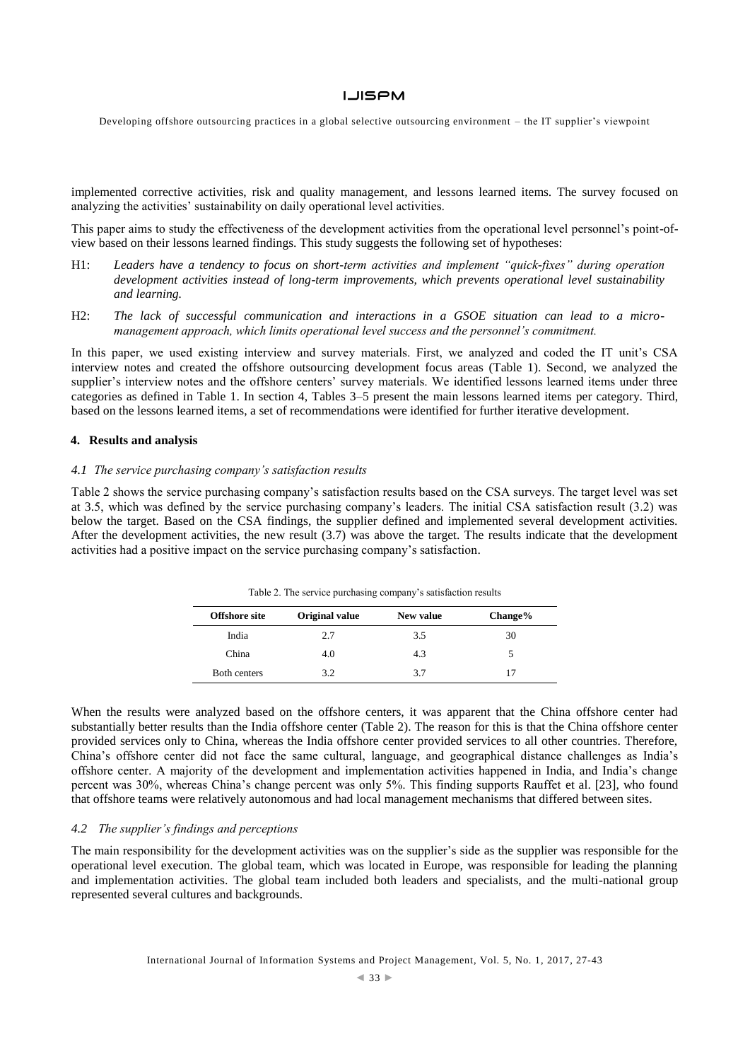implemented corrective activities, risk and quality management, and lessons learned items. The survey focused on analyzing the activities' sustainability on daily operational level activities.

This paper aims to study the effectiveness of the development activities from the operational level personnel's point-of-view based on their lessons learned findings. This study suggests the following set of hypotheses:

- H1: *Leaders have a tendency to focus on short-term activities and implement "quick-fixes" during operation development activities instead of long-term improvements, which prevents operational level sustainability and learning.*
- H2: *The lack of successful communication and interactions in a GSOE situation can lead to a micro-management approach, which limits operational level success and the personnel's commitment.*

In this paper, we used existing interview and survey materials. First, we analyzed and coded the IT unit's CSA interview notes and created the offshore outsourcing development focus areas (Table 1). Second, we analyzed the supplier's interview notes and the offshore centers' survey materials. We identified lessons learned items under three categories as defined in Table 1. In section 4, Tables 3–5 present the main lessons learned items per category. Third, based on the lessons learned items, a set of recommendations were identified for further iterative development.

## 4. Results and analysis

### *4.1 The service purchasing company's satisfaction results*

Table 2 shows the service purchasing company's satisfaction results based on the CSA surveys. The target level was set at 3.5, which was defined by the service purchasing company's leaders. The initial CSA satisfaction result (3.2) was below the target. Based on the CSA findings, the supplier defined and implemented several development activities. After the development activities, the new result (3.7) was above the target. The results indicate that the development activities had a positive impact on the service purchasing company's satisfaction.

Table 2. The service purchasing company's satisfaction results

| Offshore site | Original value | New value | Change% |
|---|---|---|---|
| India | 2.7 | 3.5 | 30 |
| China | 4.0 | 4.3 | 5 |
| Both centers | 3.2 | 3.7 | 17 |

When the results were analyzed based on the offshore centers, it was apparent that the China offshore center had substantially better results than the India offshore center (Table 2). The reason for this is that the China offshore center provided services only to China, whereas the India offshore center provided services to all other countries. Therefore, China's offshore center did not face the same cultural, language, and geographical distance challenges as India's offshore center. A majority of the development and implementation activities happened in India, and India's change percent was 30%, whereas China's change percent was only 5%. This finding supports Rauffet et al. [23], who found that offshore teams were relatively autonomous and had local management mechanisms that differed between sites.

### *4.2 The supplier's findings and perceptions*

The main responsibility for the development activities was on the supplier's side as the supplier was responsible for the operational level execution. The global team, which was located in Europe, was responsible for leading the planning and implementation activities. The global team included both leaders and specialists, and the multi-national group represented several cultures and backgrounds.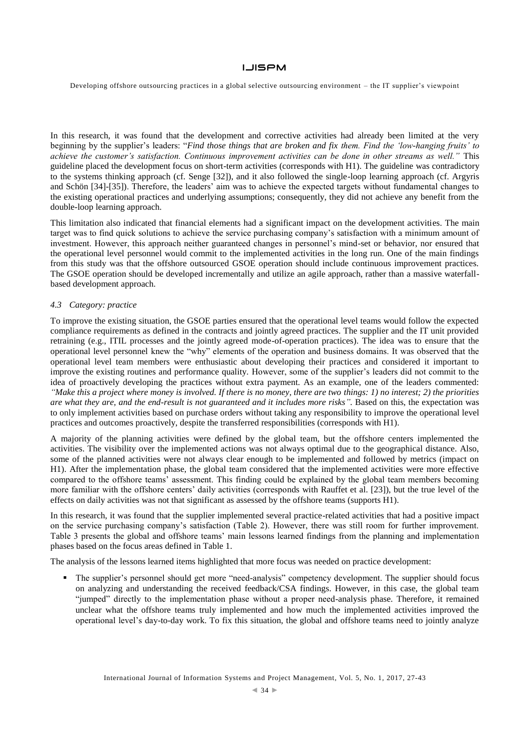In this research, it was found that the development and corrective activities had already been limited at the very beginning by the supplier's leaders: "*Find those things that are broken and fix them. Find the 'low-hanging fruits' to achieve the customer's satisfaction. Continuous improvement activities can be done in other streams as well.*" This guideline placed the development focus on short-term activities (corresponds with H1). The guideline was contradictory to the systems thinking approach (cf. Senge [32]), and it also followed the single-loop learning approach (cf. Argyris and Schön [34]-[35]). Therefore, the leaders' aim was to achieve the expected targets without fundamental changes to the existing operational practices and underlying assumptions; consequently, they did not achieve any benefit from the double-loop learning approach.

This limitation also indicated that financial elements had a significant impact on the development activities. The main target was to find quick solutions to achieve the service purchasing company's satisfaction with a minimum amount of investment. However, this approach neither guaranteed changes in personnel's mind-set or behavior, nor ensured that the operational level personnel would commit to the implemented activities in the long run. One of the main findings from this study was that the offshore outsourced GSOE operation should include continuous improvement practices. The GSOE operation should be developed incrementally and utilize an agile approach, rather than a massive waterfall-based development approach.

### *4.3 Category: practice*

To improve the existing situation, the GSOE parties ensured that the operational level teams would follow the expected compliance requirements as defined in the contracts and jointly agreed practices. The supplier and the IT unit provided retraining (e.g., ITIL processes and the jointly agreed mode-of-operation practices). The idea was to ensure that the operational level personnel knew the "why" elements of the operation and business domains. It was observed that the operational level team members were enthusiastic about developing their practices and considered it important to improve the existing routines and performance quality. However, some of the supplier's leaders did not commit to the idea of proactively developing the practices without extra payment. As an example, one of the leaders commented: *"Make this a project where money is involved. If there is no money, there are two things: 1) no interest; 2) the priorities are what they are, and the end-result is not guaranteed and it includes more risks"*. Based on this, the expectation was to only implement activities based on purchase orders without taking any responsibility to improve the operational level practices and outcomes proactively, despite the transferred responsibilities (corresponds with H1).

A majority of the planning activities were defined by the global team, but the offshore centers implemented the activities. The visibility over the implemented actions was not always optimal due to the geographical distance. Also, some of the planned activities were not always clear enough to be implemented and followed by metrics (impact on H1). After the implementation phase, the global team considered that the implemented activities were more effective compared to the offshore teams' assessment. This finding could be explained by the global team members becoming more familiar with the offshore centers' daily activities (corresponds with Rauffet et al. [23]), but the true level of the effects on daily activities was not that significant as assessed by the offshore teams (supports H1).

In this research, it was found that the supplier implemented several practice-related activities that had a positive impact on the service purchasing company's satisfaction (Table 2). However, there was still room for further improvement. Table 3 presents the global and offshore teams' main lessons learned findings from the planning and implementation phases based on the focus areas defined in Table 1.

The analysis of the lessons learned items highlighted that more focus was needed on practice development:

- The supplier's personnel should get more "need-analysis" competency development. The supplier should focus on analyzing and understanding the received feedback/CSA findings. However, in this case, the global team "jumped" directly to the implementation phase without a proper need-analysis phase. Therefore, it remained unclear what the offshore teams truly implemented and how much the implemented activities improved the operational level's day-to-day work. To fix this situation, the global and offshore teams need to jointly analyze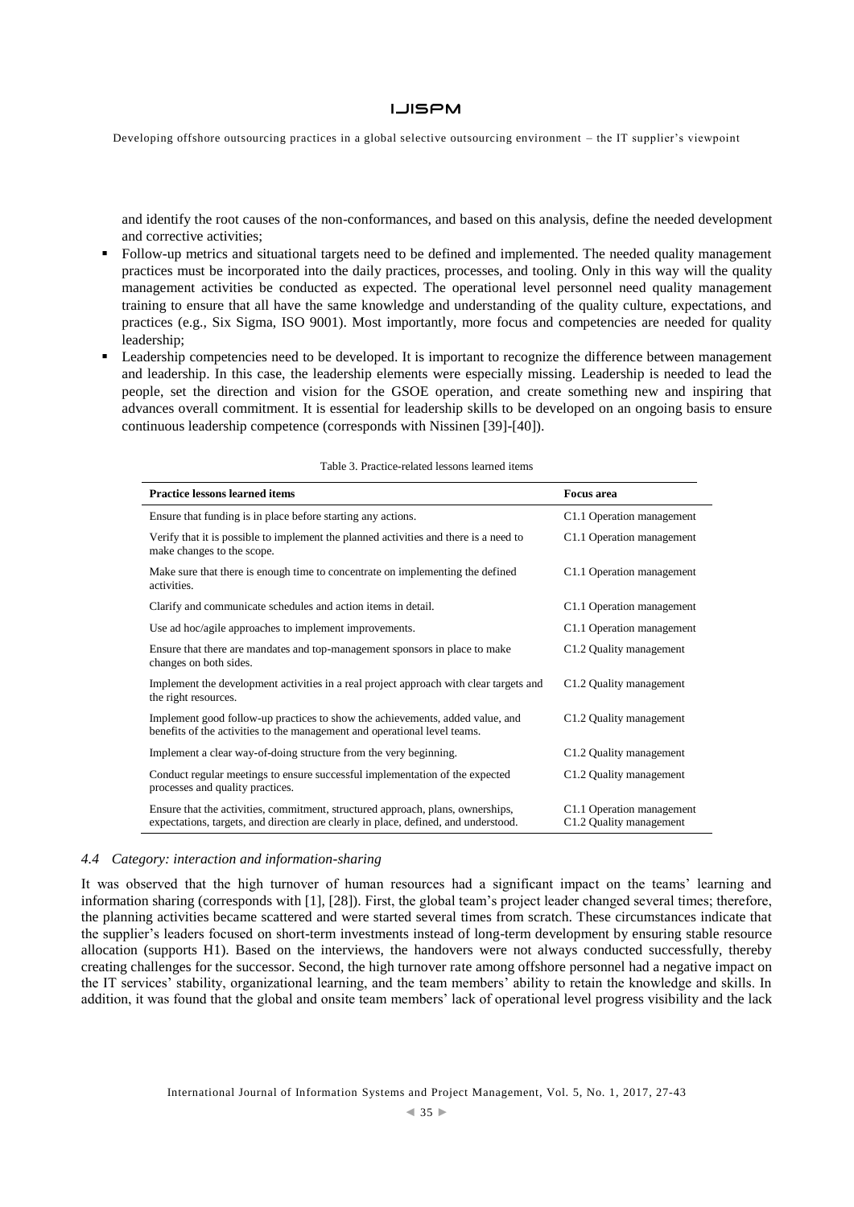and identify the root causes of the non-conformances, and based on this analysis, define the needed development and corrective activities;

- Follow-up metrics and situational targets need to be defined and implemented. The needed quality management practices must be incorporated into the daily practices, processes, and tooling. Only in this way will the quality management activities be conducted as expected. The operational level personnel need quality management training to ensure that all have the same knowledge and understanding of the quality culture, expectations, and practices (e.g., Six Sigma, ISO 9001). Most importantly, more focus and competencies are needed for quality leadership;
- Leadership competencies need to be developed. It is important to recognize the difference between management and leadership. In this case, the leadership elements were especially missing. Leadership is needed to lead the people, set the direction and vision for the GSOE operation, and create something new and inspiring that advances overall commitment. It is essential for leadership skills to be developed on an ongoing basis to ensure continuous leadership competence (corresponds with Nissinen [39]-[40]).

Table 3. Practice-related lessons learned items

| Practice lessons learned items | Focus area |
|---|---|
| Ensure that funding is in place before starting any actions. | C1.1 Operation management |
| Verify that it is possible to implement the planned activities and there is a need to make changes to the scope. | C1.1 Operation management |
| Make sure that there is enough time to concentrate on implementing the defined activities. | C1.1 Operation management |
| Clarify and communicate schedules and action items in detail. | C1.1 Operation management |
| Use ad hoc/agile approaches to implement improvements. | C1.1 Operation management |
| Ensure that there are mandates and top-management sponsors in place to make changes on both sides. | C1.2 Quality management |
| Implement the development activities in a real project approach with clear targets and the right resources. | C1.2 Quality management |
| Implement good follow-up practices to show the achievements, added value, and benefits of the activities to the management and operational level teams. | C1.2 Quality management |
| Implement a clear way-of-doing structure from the very beginning. | C1.2 Quality management |
| Conduct regular meetings to ensure successful implementation of the expected processes and quality practices. | C1.2 Quality management |
| Ensure that the activities, commitment, structured approach, plans, ownerships, expectations, targets, and direction are clearly in place, defined, and understood. | C1.1 Operation management<br>C1.2 Quality management |

### *4.4 Category: interaction and information-sharing*

It was observed that the high turnover of human resources had a significant impact on the teams' learning and information sharing (corresponds with [1], [28]). First, the global team's project leader changed several times; therefore, the planning activities became scattered and were started several times from scratch. These circumstances indicate that the supplier's leaders focused on short-term investments instead of long-term development by ensuring stable resource allocation (supports H1). Based on the interviews, the handovers were not always conducted successfully, thereby creating challenges for the successor. Second, the high turnover rate among offshore personnel had a negative impact on the IT services' stability, organizational learning, and the team members' ability to retain the knowledge and skills. In addition, it was found that the global and onsite team members' lack of operational level progress visibility and the lack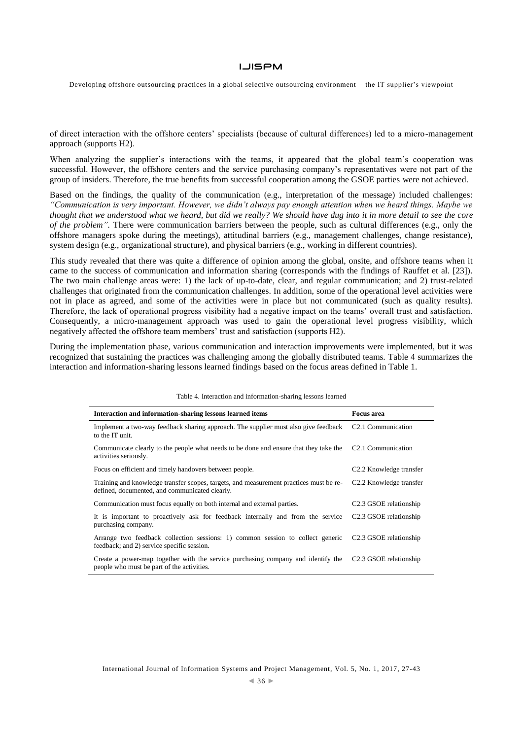of direct interaction with the offshore centers' specialists (because of cultural differences) led to a micro-management approach (supports H2).

When analyzing the supplier's interactions with the teams, it appeared that the global team's cooperation was successful. However, the offshore centers and the service purchasing company's representatives were not part of the group of insiders. Therefore, the true benefits from successful cooperation among the GSOE parties were not achieved.

Based on the findings, the quality of the communication (e.g., interpretation of the message) included challenges: *"Communication is very important. However, we didn't always pay enough attention when we heard things. Maybe we thought that we understood what we heard, but did we really? We should have dug into it in more detail to see the core of the problem".* There were communication barriers between the people, such as cultural differences (e.g., only the offshore managers spoke during the meetings), attitudinal barriers (e.g., management challenges, change resistance), system design (e.g., organizational structure), and physical barriers (e.g., working in different countries).

This study revealed that there was quite a difference of opinion among the global, onsite, and offshore teams when it came to the success of communication and information sharing (corresponds with the findings of Rauffet et al. [23]). The two main challenge areas were: 1) the lack of up-to-date, clear, and regular communication; and 2) trust-related challenges that originated from the communication challenges. In addition, some of the operational level activities were not in place as agreed, and some of the activities were in place but not communicated (such as quality results). Therefore, the lack of operational progress visibility had a negative impact on the teams' overall trust and satisfaction. Consequently, a micro-management approach was used to gain the operational level progress visibility, which negatively affected the offshore team members' trust and satisfaction (supports H2).

During the implementation phase, various communication and interaction improvements were implemented, but it was recognized that sustaining the practices was challenging among the globally distributed teams. Table 4 summarizes the interaction and information-sharing lessons learned findings based on the focus areas defined in Table 1.

Table 4. Interaction and information-sharing lessons learned

| Interaction and information-sharing lessons learned items | Focus area |
|---|---|
| Implement a two-way feedback sharing approach. The supplier must also give feedback to the IT unit. | C2.1 Communication |
| Communicate clearly to the people what needs to be done and ensure that they take the activities seriously. | C2.1 Communication |
| Focus on efficient and timely handovers between people. | C2.2 Knowledge transfer |
| Training and knowledge transfer scopes, targets, and measurement practices must be re-defined, documented, and communicated clearly. | C2.2 Knowledge transfer |
| Communication must focus equally on both internal and external parties. | C2.3 GSOE relationship |
| It is important to proactively ask for feedback internally and from the service purchasing company. | C2.3 GSOE relationship |
| Arrange two feedback collection sessions: 1) common session to collect generic feedback; and 2) service specific session. | C2.3 GSOE relationship |
| Create a power-map together with the service purchasing company and identify the people who must be part of the activities. | C2.3 GSOE relationship |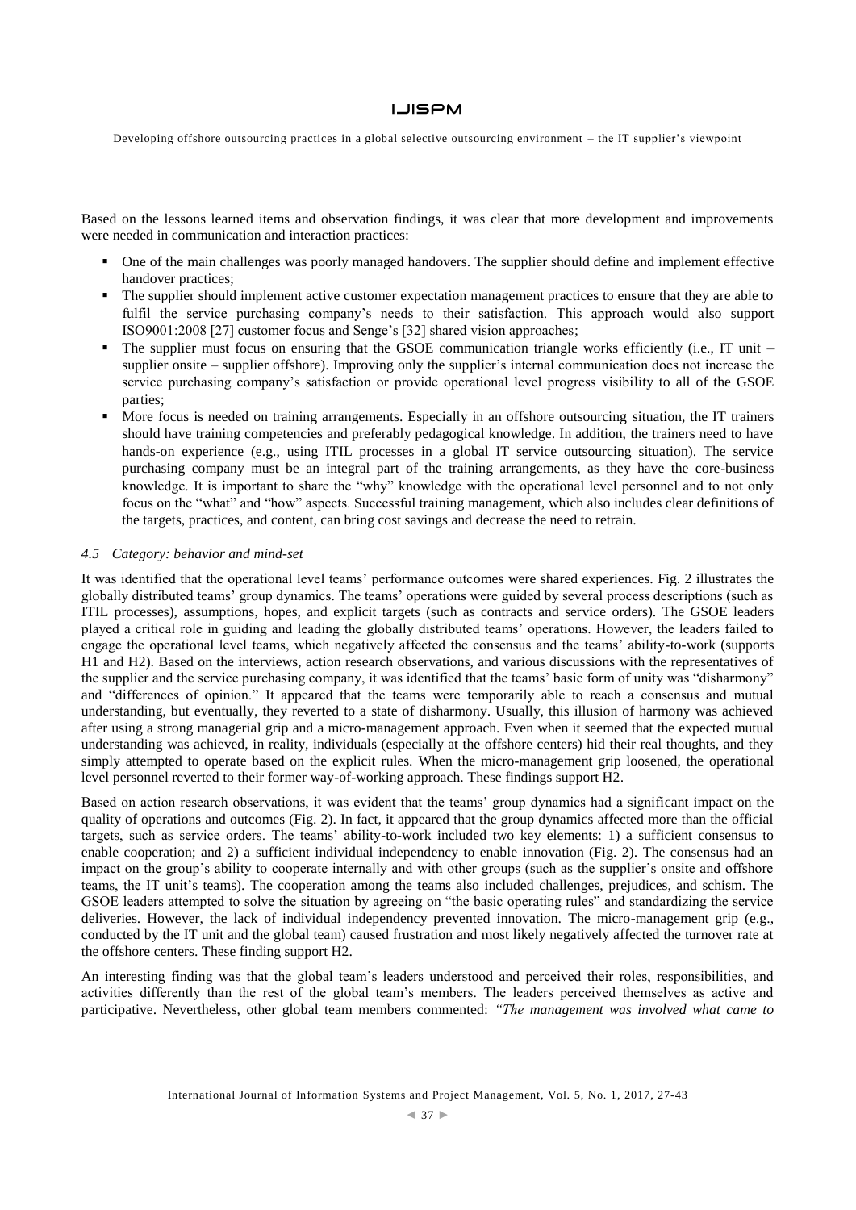Based on the lessons learned items and observation findings, it was clear that more development and improvements were needed in communication and interaction practices:

- One of the main challenges was poorly managed handovers. The supplier should define and implement effective handover practices;
- The supplier should implement active customer expectation management practices to ensure that they are able to fulfil the service purchasing company's needs to their satisfaction. This approach would also support ISO9001:2008 [27] customer focus and Senge's [32] shared vision approaches;
- The supplier must focus on ensuring that the GSOE communication triangle works efficiently (i.e., IT unit – supplier onsite – supplier offshore). Improving only the supplier's internal communication does not increase the service purchasing company's satisfaction or provide operational level progress visibility to all of the GSOE parties;
- More focus is needed on training arrangements. Especially in an offshore outsourcing situation, the IT trainers should have training competencies and preferably pedagogical knowledge. In addition, the trainers need to have hands-on experience (e.g., using ITIL processes in a global IT service outsourcing situation). The service purchasing company must be an integral part of the training arrangements, as they have the core-business knowledge. It is important to share the "why" knowledge with the operational level personnel and to not only focus on the "what" and "how" aspects. Successful training management, which also includes clear definitions of the targets, practices, and content, can bring cost savings and decrease the need to retrain.

### *4.5 Category: behavior and mind-set*

It was identified that the operational level teams' performance outcomes were shared experiences. Fig. 2 illustrates the globally distributed teams' group dynamics. The teams' operations were guided by several process descriptions (such as ITIL processes), assumptions, hopes, and explicit targets (such as contracts and service orders). The GSOE leaders played a critical role in guiding and leading the globally distributed teams' operations. However, the leaders failed to engage the operational level teams, which negatively affected the consensus and the teams' ability-to-work (supports H1 and H2). Based on the interviews, action research observations, and various discussions with the representatives of the supplier and the service purchasing company, it was identified that the teams' basic form of unity was "disharmony" and "differences of opinion." It appeared that the teams were temporarily able to reach a consensus and mutual understanding, but eventually, they reverted to a state of disharmony. Usually, this illusion of harmony was achieved after using a strong managerial grip and a micro-management approach. Even when it seemed that the expected mutual understanding was achieved, in reality, individuals (especially at the offshore centers) hid their real thoughts, and they simply attempted to operate based on the explicit rules. When the micro-management grip loosened, the operational level personnel reverted to their former way-of-working approach. These findings support H2.

Based on action research observations, it was evident that the teams' group dynamics had a significant impact on the quality of operations and outcomes (Fig. 2). In fact, it appeared that the group dynamics affected more than the official targets, such as service orders. The teams' ability-to-work included two key elements: 1) a sufficient consensus to enable cooperation; and 2) a sufficient individual independency to enable innovation (Fig. 2). The consensus had an impact on the group's ability to cooperate internally and with other groups (such as the supplier's onsite and offshore teams, the IT unit's teams). The cooperation among the teams also included challenges, prejudices, and schism. The GSOE leaders attempted to solve the situation by agreeing on "the basic operating rules" and standardizing the service deliveries. However, the lack of individual independency prevented innovation. The micro-management grip (e.g., conducted by the IT unit and the global team) caused frustration and most likely negatively affected the turnover rate at the offshore centers. These finding support H2.

An interesting finding was that the global team's leaders understood and perceived their roles, responsibilities, and activities differently than the rest of the global team's members. The leaders perceived themselves as active and participative. Nevertheless, other global team members commented: *"The management was involved what came to*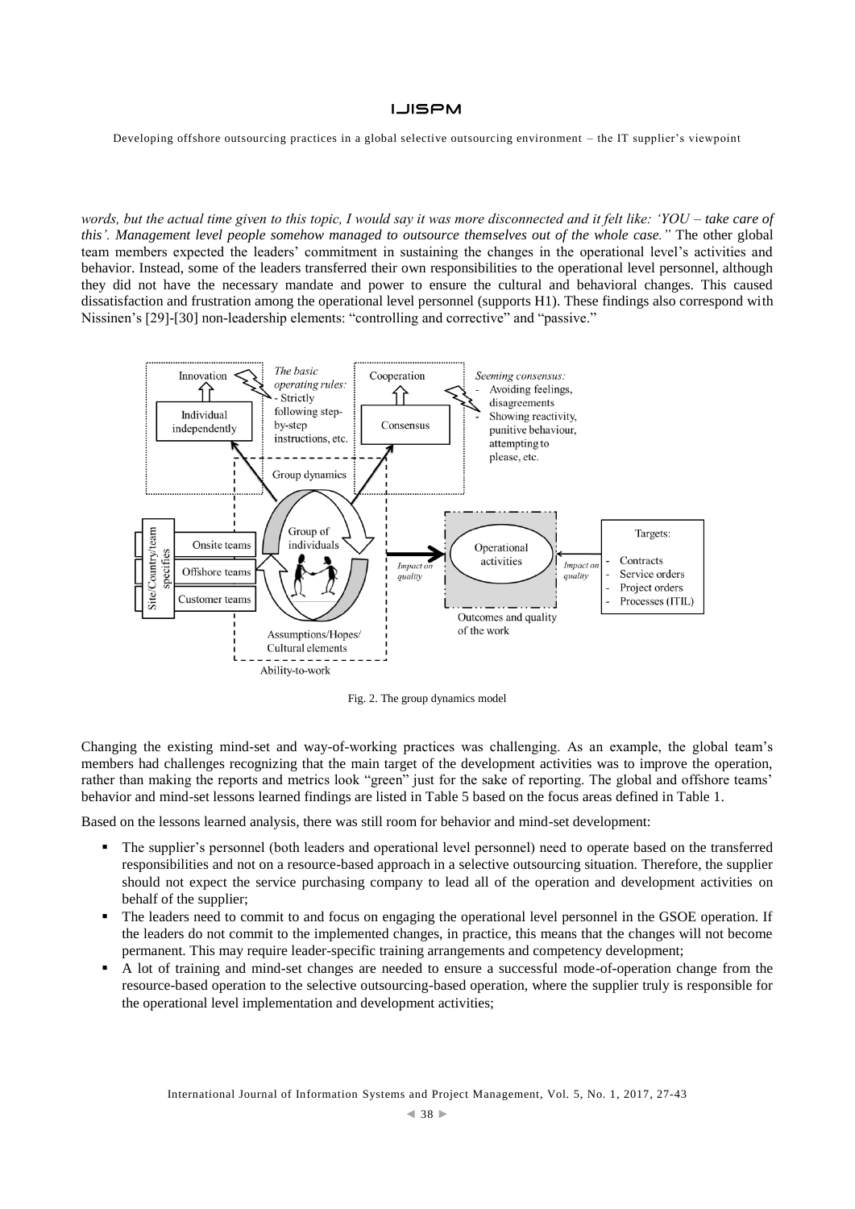*words, but the actual time given to this topic, I would say it was more disconnected and it felt like: 'YOU – take care of this'. Management level people somehow managed to outsource themselves out of the whole case."* The other global team members expected the leaders' commitment in sustaining the changes in the operational level's activities and behavior. Instead, some of the leaders transferred their own responsibilities to the operational level personnel, although they did not have the necessary mandate and power to ensure the cultural and behavioral changes. This caused dissatisfaction and frustration among the operational level personnel (supports H1). These findings also correspond with Nissinen's [29]-[30] non-leadership elements: "controlling and corrective" and "passive."

Fig. 2. The group dynamics model

Changing the existing mind-set and way-of-working practices was challenging. As an example, the global team's members had challenges recognizing that the main target of the development activities was to improve the operation, rather than making the reports and metrics look "green" just for the sake of reporting. The global and offshore teams' behavior and mind-set lessons learned findings are listed in Table 5 based on the focus areas defined in Table 1.

Based on the lessons learned analysis, there was still room for behavior and mind-set development:

- The supplier's personnel (both leaders and operational level personnel) need to operate based on the transferred responsibilities and not on a resource-based approach in a selective outsourcing situation. Therefore, the supplier should not expect the service purchasing company to lead all of the operation and development activities on behalf of the supplier;
- The leaders need to commit to and focus on engaging the operational level personnel in the GSOE operation. If the leaders do not commit to the implemented changes, in practice, this means that the changes will not become permanent. This may require leader-specific training arrangements and competency development;
- A lot of training and mind-set changes are needed to ensure a successful mode-of-operation change from the resource-based operation to the selective outsourcing-based operation, where the supplier truly is responsible for the operational level implementation and development activities;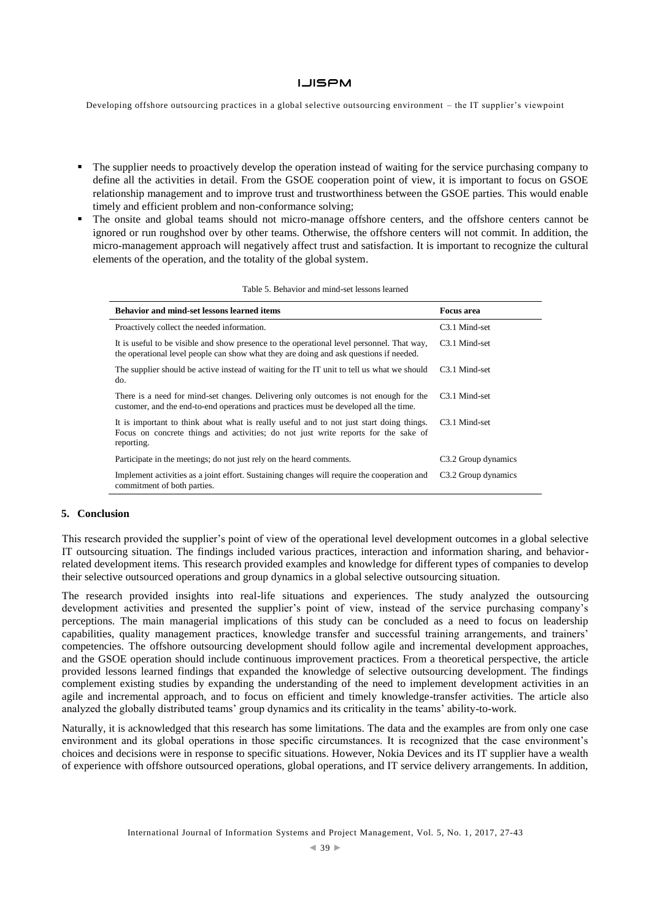- The supplier needs to proactively develop the operation instead of waiting for the service purchasing company to define all the activities in detail. From the GSOE cooperation point of view, it is important to focus on GSOE relationship management and to improve trust and trustworthiness between the GSOE parties. This would enable timely and efficient problem and non-conformance solving;
- The onsite and global teams should not micro-manage offshore centers, and the offshore centers cannot be ignored or run roughshod over by other teams. Otherwise, the offshore centers will not commit. In addition, the micro-management approach will negatively affect trust and satisfaction. It is important to recognize the cultural elements of the operation, and the totality of the global system.

Table 5. Behavior and mind-set lessons learned

| Behavior and mind-set lessons learned items | Focus area |
|---|---|
| Proactively collect the needed information. | C3.1 Mind-set |
| It is useful to be visible and show presence to the operational level personnel. That way, the operational level people can show what they are doing and ask questions if needed. | C3.1 Mind-set |
| The supplier should be active instead of waiting for the IT unit to tell us what we should do. | C3.1 Mind-set |
| There is a need for mind-set changes. Delivering only outcomes is not enough for the customer, and the end-to-end operations and practices must be developed all the time. | C3.1 Mind-set |
| It is important to think about what is really useful and to not just start doing things. Focus on concrete things and activities; do not just write reports for the sake of reporting. | C3.1 Mind-set |
| Participate in the meetings; do not just rely on the heard comments. | C3.2 Group dynamics |
| Implement activities as a joint effort. Sustaining changes will require the cooperation and commitment of both parties. | C3.2 Group dynamics |

## 5. Conclusion

This research provided the supplier's point of view of the operational level development outcomes in a global selective IT outsourcing situation. The findings included various practices, interaction and information sharing, and behavior-related development items. This research provided examples and knowledge for different types of companies to develop their selective outsourced operations and group dynamics in a global selective outsourcing situation.

The research provided insights into real-life situations and experiences. The study analyzed the outsourcing development activities and presented the supplier's point of view, instead of the service purchasing company's perceptions. The main managerial implications of this study can be concluded as a need to focus on leadership capabilities, quality management practices, knowledge transfer and successful training arrangements, and trainers' competencies. The offshore outsourcing development should follow agile and incremental development approaches, and the GSOE operation should include continuous improvement practices. From a theoretical perspective, the article provided lessons learned findings that expanded the knowledge of selective outsourcing development. The findings complement existing studies by expanding the understanding of the need to implement development activities in an agile and incremental approach, and to focus on efficient and timely knowledge-transfer activities. The article also analyzed the globally distributed teams' group dynamics and its criticality in the teams' ability-to-work.

Naturally, it is acknowledged that this research has some limitations. The data and the examples are from only one case environment and its global operations in those specific circumstances. It is recognized that the case environment's choices and decisions were in response to specific situations. However, Nokia Devices and its IT supplier have a wealth of experience with offshore outsourced operations, global operations, and IT service delivery arrangements. In addition,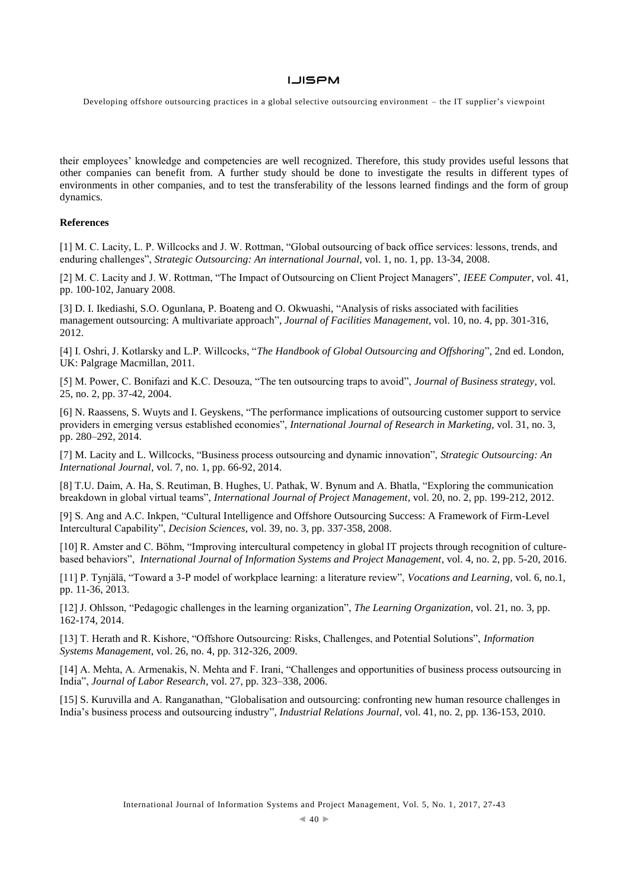their employees' knowledge and competencies are well recognized. Therefore, this study provides useful lessons that other companies can benefit from. A further study should be done to investigate the results in different types of environments in other companies, and to test the transferability of the lessons learned findings and the form of group dynamics.

**References**

[1] M. C. Lacity, L. P. Willcocks and J. W. Rottman, "Global outsourcing of back office services: lessons, trends, and enduring challenges", *Strategic Outsourcing: An international Journal*, vol. 1, no. 1, pp. 13-34, 2008.

[2] M. C. Lacity and J. W. Rottman, "The Impact of Outsourcing on Client Project Managers", *IEEE Computer*, vol. 41, pp. 100-102, January 2008.

[3] D. I. Ikediashi, S.O. Ogunlana, P. Boateng and O. Okwuashi, "Analysis of risks associated with facilities management outsourcing: A multivariate approach", *Journal of Facilities Management*, vol. 10, no. 4, pp. 301-316, 2012.

[4] I. Oshri, J. Kotlarsky and L.P. Willcocks, "*The Handbook of Global Outsourcing and Offshoring*", 2nd ed. London, UK: Palgrage Macmillan, 2011.

[5] M. Power, C. Bonifazi and K.C. Desouza, "The ten outsourcing traps to avoid", *Journal of Business strategy*, vol. 25, no. 2, pp. 37-42, 2004.

[6] N. Raassens, S. Wuyts and I. Geyskens, "The performance implications of outsourcing customer support to service providers in emerging versus established economies", *International Journal of Research in Marketing*, vol. 31, no. 3, pp. 280–292, 2014.

[7] M. Lacity and L. Willcocks, "Business process outsourcing and dynamic innovation", *Strategic Outsourcing: An International Journal*, vol. 7, no. 1, pp. 66-92, 2014.

[8] T.U. Daim, A. Ha, S. Reutiman, B. Hughes, U. Pathak, W. Bynum and A. Bhatla, "Exploring the communication breakdown in global virtual teams", *International Journal of Project Management*, vol. 20, no. 2, pp. 199-212, 2012.

[9] S. Ang and A.C. Inkpen, "Cultural Intelligence and Offshore Outsourcing Success: A Framework of Firm-Level Intercultural Capability", *Decision Sciences*, vol. 39, no. 3, pp. 337-358, 2008.

[10] R. Amster and C. Böhm, "Improving intercultural competency in global IT projects through recognition of culture-based behaviors", *International Journal of Information Systems and Project Management*, vol. 4, no. 2, pp. 5-20, 2016.

[11] P. Tynjälä, "Toward a 3-P model of workplace learning: a literature review", *Vocations and Learning*, vol. 6, no.1, pp. 11-36, 2013.

[12] J. Ohlsson, "Pedagogic challenges in the learning organization", *The Learning Organization*, vol. 21, no. 3, pp. 162-174, 2014.

[13] T. Herath and R. Kishore, "Offshore Outsourcing: Risks, Challenges, and Potential Solutions", *Information Systems Management*, vol. 26, no. 4, pp. 312-326, 2009.

[14] A. Mehta, A. Armenakis, N. Mehta and F. Irani, "Challenges and opportunities of business process outsourcing in India", *Journal of Labor Research*, vol. 27, pp. 323–338, 2006.

[15] S. Kuruvilla and A. Ranganathan, "Globalisation and outsourcing: confronting new human resource challenges in India's business process and outsourcing industry", *Industrial Relations Journal*, vol. 41, no. 2, pp. 136-153, 2010.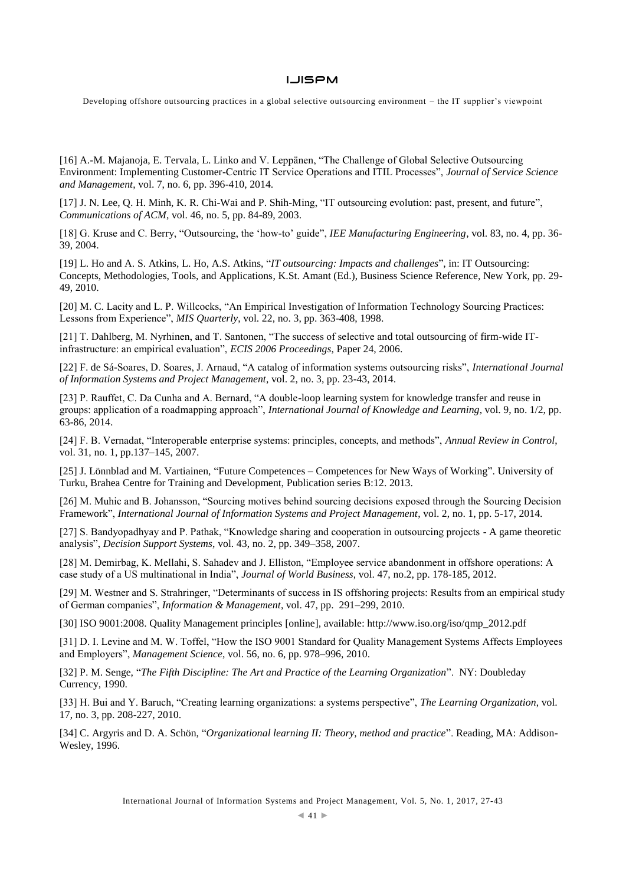[16] A.-M. Majanoja, E. Tervala, L. Linko and V. Leppänen, "The Challenge of Global Selective Outsourcing Environment: Implementing Customer-Centric IT Service Operations and ITIL Processes", *Journal of Service Science and Management*, vol. 7, no. 6, pp. 396-410, 2014.

[17] J. N. Lee, Q. H. Minh, K. R. Chi-Wai and P. Shih-Ming, "IT outsourcing evolution: past, present, and future", *Communications of ACM*, vol. 46, no. 5, pp. 84-89, 2003.

[18] G. Kruse and C. Berry, "Outsourcing, the 'how-to' guide", *IEE Manufacturing Engineering*, vol. 83, no. 4, pp. 36-39, 2004.

[19] L. Ho and A. S. Atkins, L. Ho, A.S. Atkins, "*IT outsourcing: Impacts and challenges*", in: IT Outsourcing: Concepts, Methodologies, Tools, and Applications, K.St. Amant (Ed.), Business Science Reference, New York, pp. 29-49, 2010.

[20] M. C. Lacity and L. P. Willcocks, "An Empirical Investigation of Information Technology Sourcing Practices: Lessons from Experience", *MIS Quarterly*, vol. 22, no. 3, pp. 363-408, 1998.

[21] T. Dahlberg, M. Nyrhinen, and T. Santonen, "The success of selective and total outsourcing of firm-wide IT-infrastructure: an empirical evaluation", *ECIS 2006 Proceedings*, Paper 24, 2006.

[22] F. de Sá-Soares, D. Soares, J. Arnaud, "A catalog of information systems outsourcing risks", *International Journal of Information Systems and Project Management*, vol. 2, no. 3, pp. 23-43, 2014.

[23] P. Rauffet, C. Da Cunha and A. Bernard, "A double-loop learning system for knowledge transfer and reuse in groups: application of a roadmapping approach", *International Journal of Knowledge and Learning*, vol. 9, no. 1/2, pp. 63-86, 2014.

[24] F. B. Vernadat, "Interoperable enterprise systems: principles, concepts, and methods", *Annual Review in Control*, vol. 31, no. 1, pp.137–145, 2007.

[25] J. Lönnblad and M. Vartiainen, "Future Competences – Competences for New Ways of Working". University of Turku, Brahea Centre for Training and Development, Publication series B:12. 2013.

[26] M. Muhic and B. Johansson, "Sourcing motives behind sourcing decisions exposed through the Sourcing Decision Framework", *International Journal of Information Systems and Project Management*, vol. 2, no. 1, pp. 5-17, 2014.

[27] S. Bandyopadhyay and P. Pathak, "Knowledge sharing and cooperation in outsourcing projects - A game theoretic analysis", *Decision Support Systems*, vol. 43, no. 2, pp. 349–358, 2007.

[28] M. Demirbag, K. Mellahi, S. Sahadev and J. Elliston, "Employee service abandonment in offshore operations: A case study of a US multinational in India", *Journal of World Business*, vol. 47, no.2, pp. 178-185, 2012.

[29] M. Westner and S. Strahringer, "Determinants of success in IS offshoring projects: Results from an empirical study of German companies", *Information & Management*, vol. 47, pp. 291–299, 2010.

[30] ISO 9001:2008. Quality Management principles [online], available: http://www.iso.org/iso/qmp_2012.pdf

[31] D. I. Levine and M. W. Toffel, "How the ISO 9001 Standard for Quality Management Systems Affects Employees and Employers", *Management Science*, vol. 56, no. 6, pp. 978–996, 2010.

[32] P. M. Senge, "*The Fifth Discipline: The Art and Practice of the Learning Organization*". NY: Doubleday Currency, 1990.

[33] H. Bui and Y. Baruch, "Creating learning organizations: a systems perspective", *The Learning Organization*, vol. 17, no. 3, pp. 208-227, 2010.

[34] C. Argyris and D. A. Schön, "*Organizational learning II: Theory, method and practice*". Reading, MA: Addison-Wesley, 1996.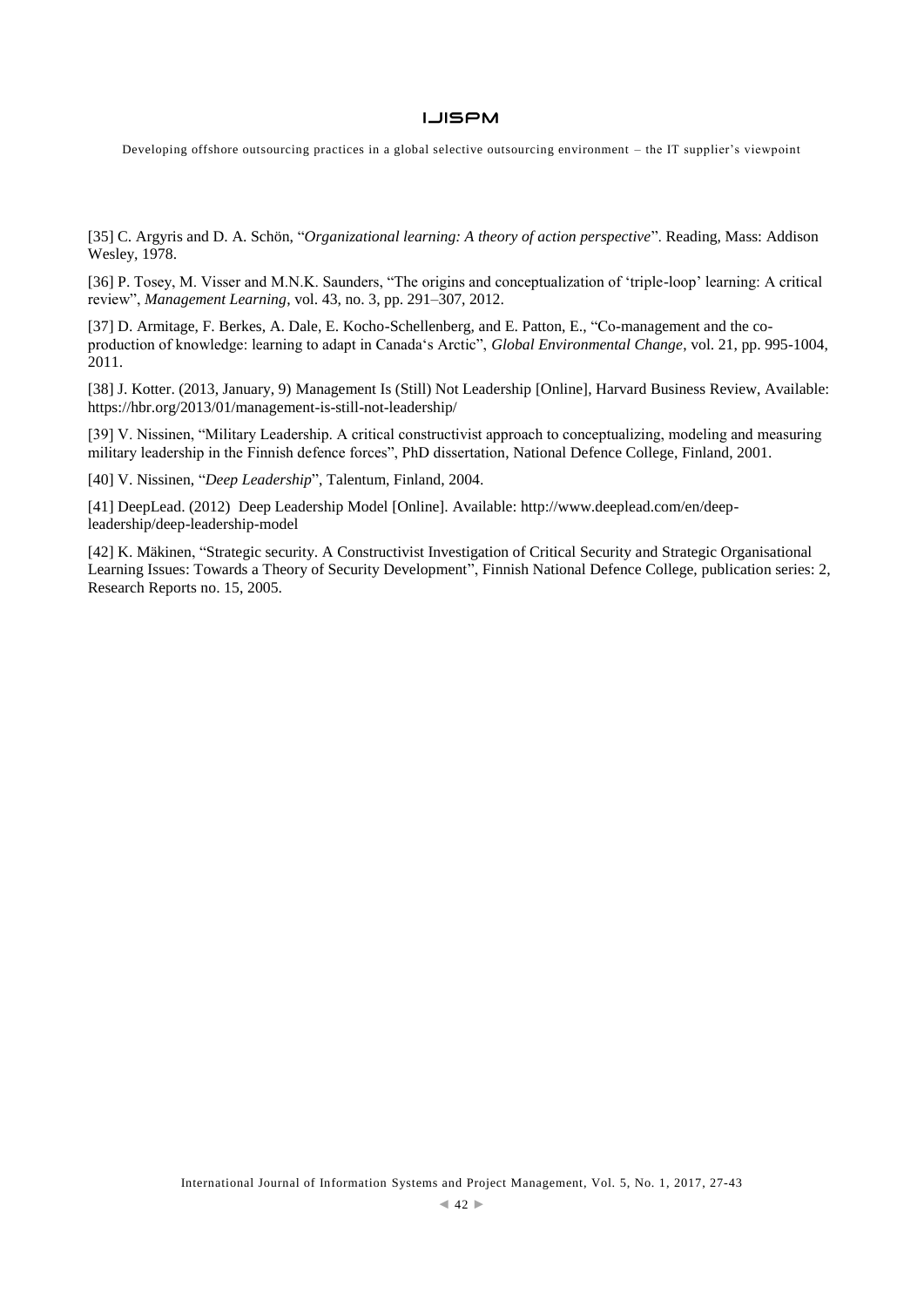[35] C. Argyris and D. A. Schön, "*Organizational learning: A theory of action perspective*". Reading, Mass: Addison Wesley, 1978.

[36] P. Tosey, M. Visser and M.N.K. Saunders, "The origins and conceptualization of 'triple-loop' learning: A critical review", *Management Learning*, vol. 43, no. 3, pp. 291–307, 2012.

[37] D. Armitage, F. Berkes, A. Dale, E. Kocho-Schellenberg, and E. Patton, E., "Co-management and the co-production of knowledge: learning to adapt in Canada's Arctic", *Global Environmental Change*, vol. 21, pp. 995-1004, 2011.

[38] J. Kotter. (2013, January, 9) Management Is (Still) Not Leadership [Online], Harvard Business Review, Available: https://hbr.org/2013/01/management-is-still-not-leadership/

[39] V. Nissinen, "Military Leadership. A critical constructivist approach to conceptualizing, modeling and measuring military leadership in the Finnish defence forces", PhD dissertation, National Defence College, Finland, 2001.

[40] V. Nissinen, "*Deep Leadership*", Talentum, Finland, 2004.

[41] DeepLead. (2012) Deep Leadership Model [Online]. Available: http://www.deeplead.com/en/deep-leadership/deep-leadership-model

[42] K. Mäkinen, "Strategic security. A Constructivist Investigation of Critical Security and Strategic Organisational Learning Issues: Towards a Theory of Security Development", Finnish National Defence College, publication series: 2, Research Reports no. 15, 2005.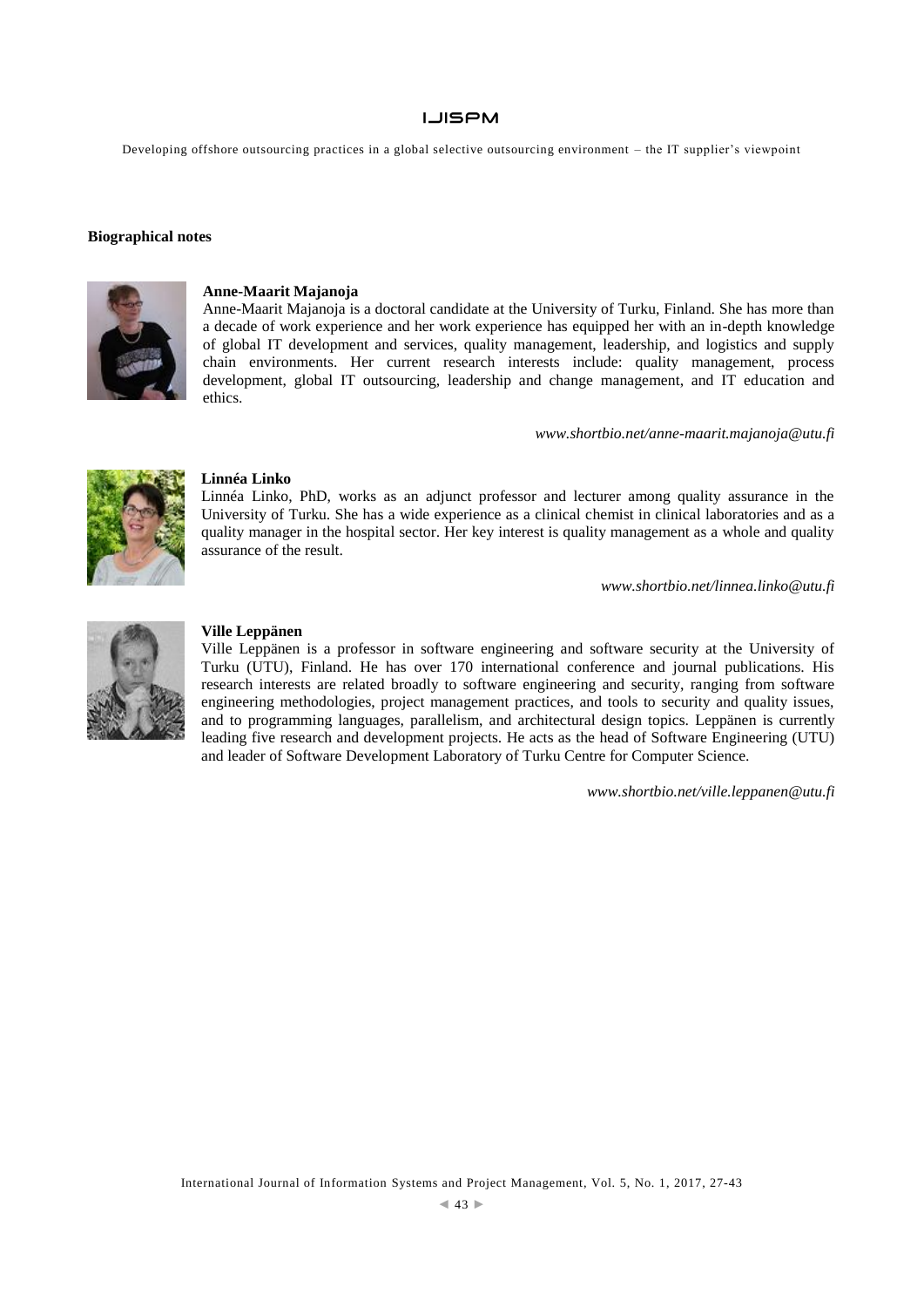**Biographical notes**

**Anne-Maarit Majanoja**

Anne-Maarit Majanoja is a doctoral candidate at the University of Turku, Finland. She has more than a decade of work experience and her work experience has equipped her with an in-depth knowledge of global IT development and services, quality management, leadership, and logistics and supply chain environments. Her current research interests include: quality management, process development, global IT outsourcing, leadership and change management, and IT education and ethics.

*www.shortbio.net/anne-maarit.majanoja@utu.fi*

**Linnéa Linko**

Linnéa Linko, PhD, works as an adjunct professor and lecturer among quality assurance in the University of Turku. She has a wide experience as a clinical chemist in clinical laboratories and as a quality manager in the hospital sector. Her key interest is quality management as a whole and quality assurance of the result.

*www.shortbio.net/linnea.linko@utu.fi*

**Ville Leppänen**

Ville Leppänen is a professor in software engineering and software security at the University of Turku (UTU), Finland. He has over 170 international conference and journal publications. His research interests are related broadly to software engineering and security, ranging from software engineering methodologies, project management practices, and tools to security and quality issues, and to programming languages, parallelism, and architectural design topics. Leppänen is currently leading five research and development projects. He acts as the head of Software Engineering (UTU) and leader of Software Development Laboratory of Turku Centre for Computer Science.

*www.shortbio.net/ville.leppanen@utu.fi*